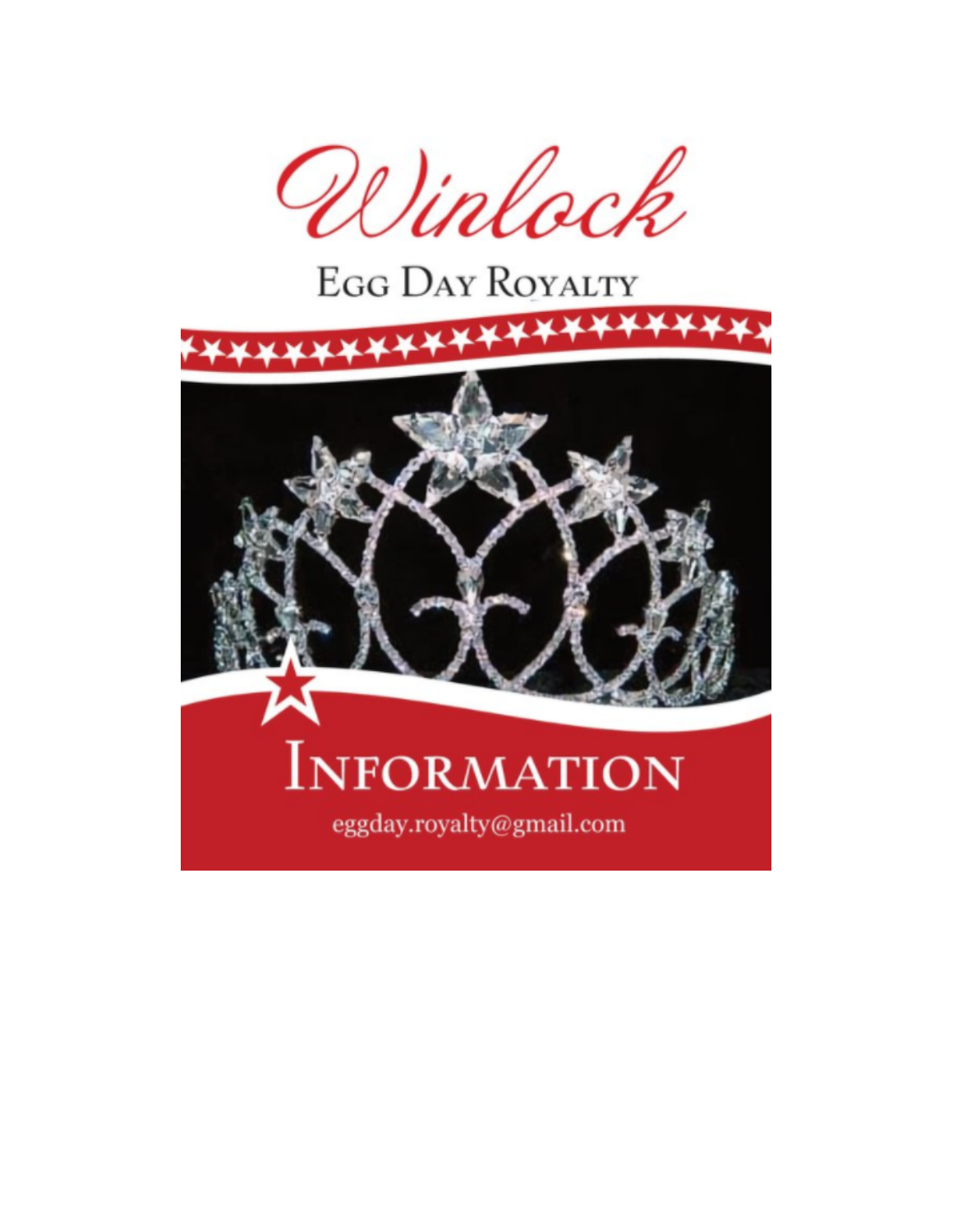# Winlock

## Egg Day Royalty

# Information

eggday.royalty@gmail.com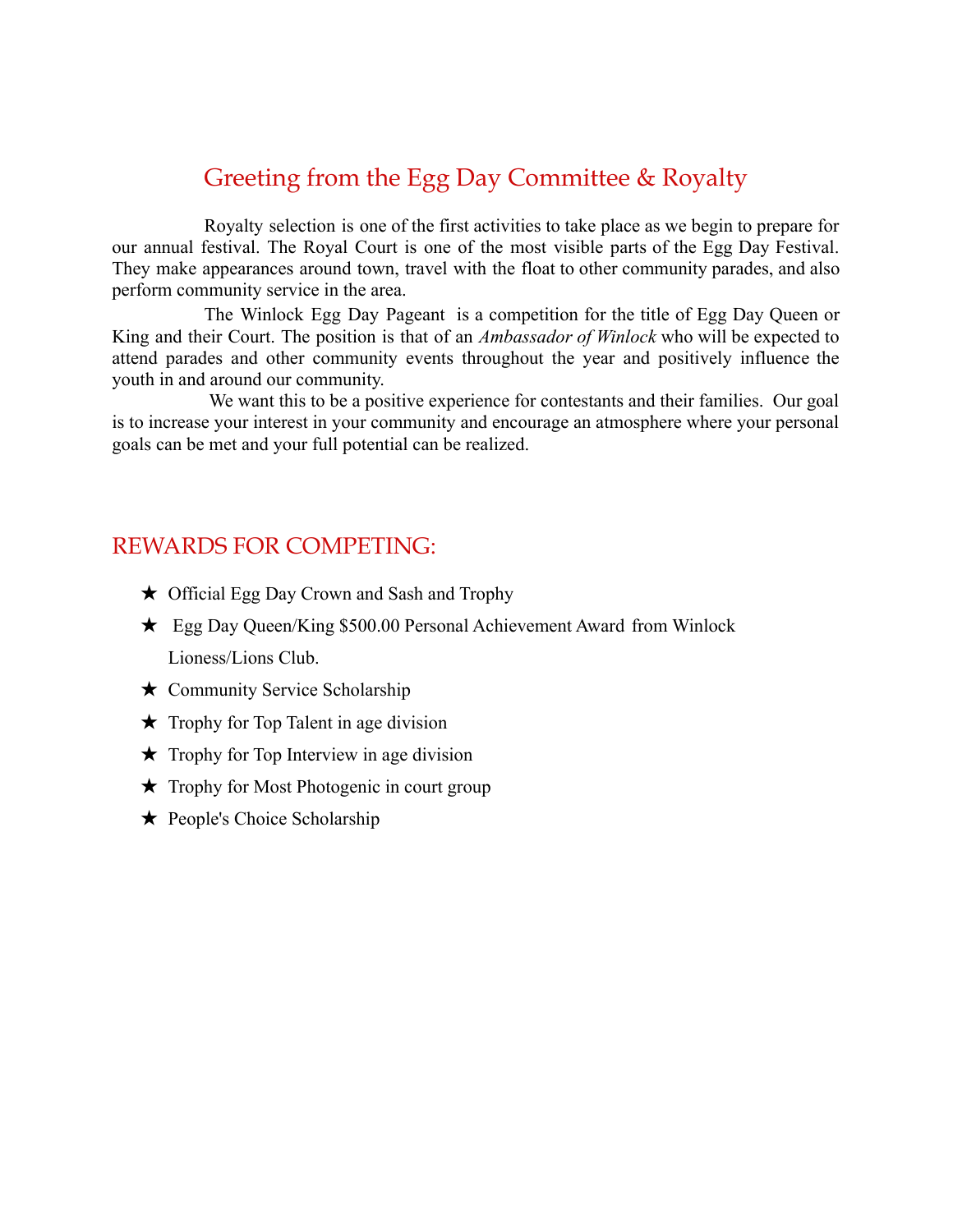## Greeting from the Egg Day Committee & Royalty

Royalty selection is one of the first activities to take place as we begin to prepare for our annual festival. The Royal Court is one of the most visible parts of the Egg Day Festival. They make appearances around town, travel with the float to other community parades, and also perform community service in the area.

The Winlock Egg Day Pageant is a competition for the title of Egg Day Queen or King and their Court. The position is that of an *Ambassador of Winlock* who will be expected to attend parades and other community events throughout the year and positively influence the youth in and around our community.

We want this to be a positive experience for contestants and their families. Our goal is to increase your interest in your community and encourage an atmosphere where your personal goals can be met and your full potential can be realized.

## REWARDS FOR COMPETING:

- ★ Official Egg Day Crown and Sash and Trophy
- ★ Egg Day Queen/King $500.00 Personal Achievement Award from Winlock Lioness/Lions Club.
- ★ Community Service Scholarship
- ★ Trophy for Top Talent in age division
- ★ Trophy for Top Interview in age division
- ★ Trophy for Most Photogenic in court group
- ★ People's Choice Scholarship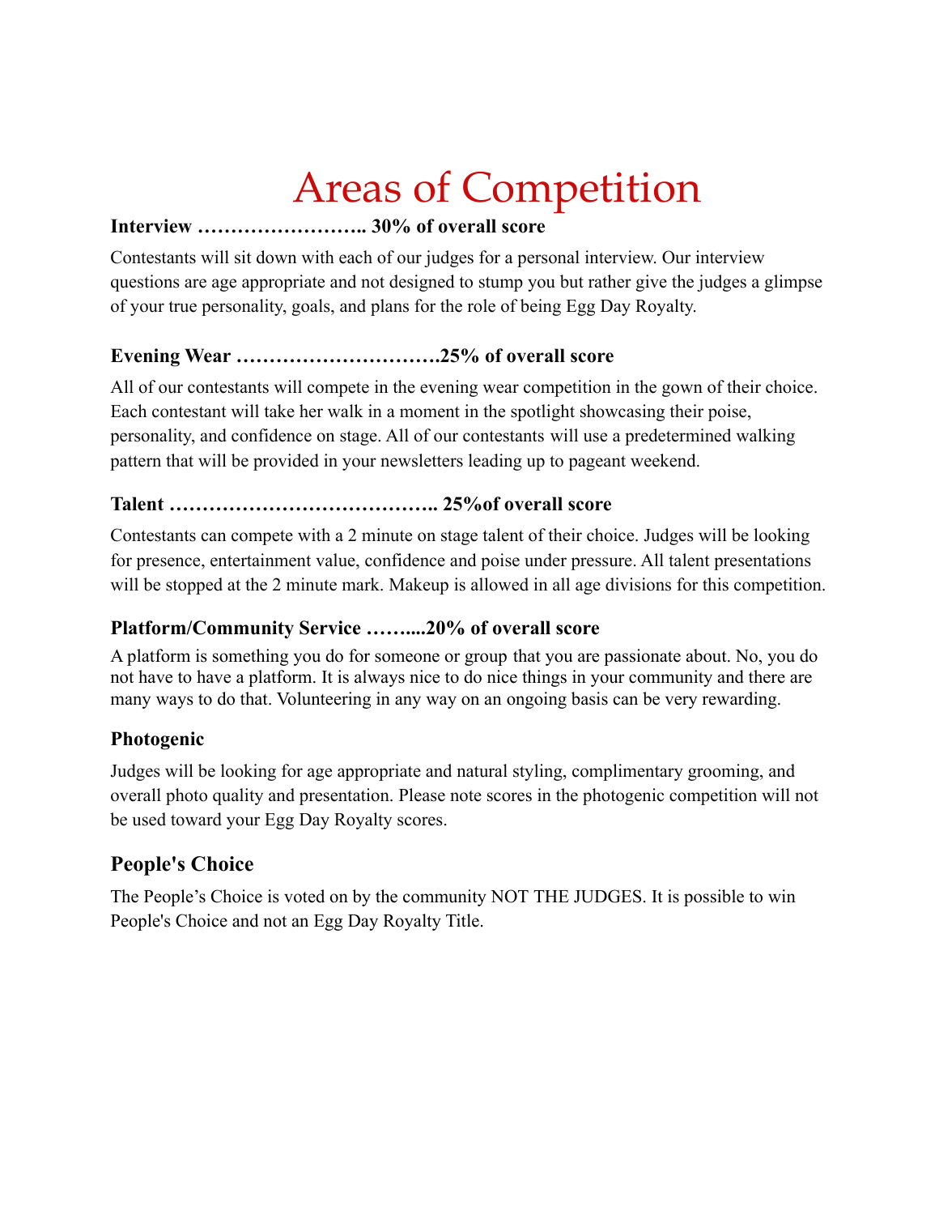# Areas of Competition

**Interview …………………….. 30% of overall score**

Contestants will sit down with each of our judges for a personal interview. Our interview questions are age appropriate and not designed to stump you but rather give the judges a glimpse of your true personality, goals, and plans for the role of being Egg Day Royalty.

**Evening Wear …………………………25% of overall score**

All of our contestants will compete in the evening wear competition in the gown of their choice. Each contestant will take her walk in a moment in the spotlight showcasing their poise, personality, and confidence on stage. All of our contestants will use a predetermined walking pattern that will be provided in your newsletters leading up to pageant weekend.

**Talent ………………………………….. 25%of overall score**

Contestants can compete with a 2 minute on stage talent of their choice. Judges will be looking for presence, entertainment value, confidence and poise under pressure. All talent presentations will be stopped at the 2 minute mark. Makeup is allowed in all age divisions for this competition.

**Platform/Community Service ……....20% of overall score**

A platform is something you do for someone or group that you are passionate about. No, you do not have to have a platform. It is always nice to do nice things in your community and there are many ways to do that. Volunteering in any way on an ongoing basis can be very rewarding.

**Photogenic**

Judges will be looking for age appropriate and natural styling, complimentary grooming, and overall photo quality and presentation. Please note scores in the photogenic competition will not be used toward your Egg Day Royalty scores.

### People's Choice

The People's Choice is voted on by the community NOT THE JUDGES. It is possible to win People's Choice and not an Egg Day Royalty Title.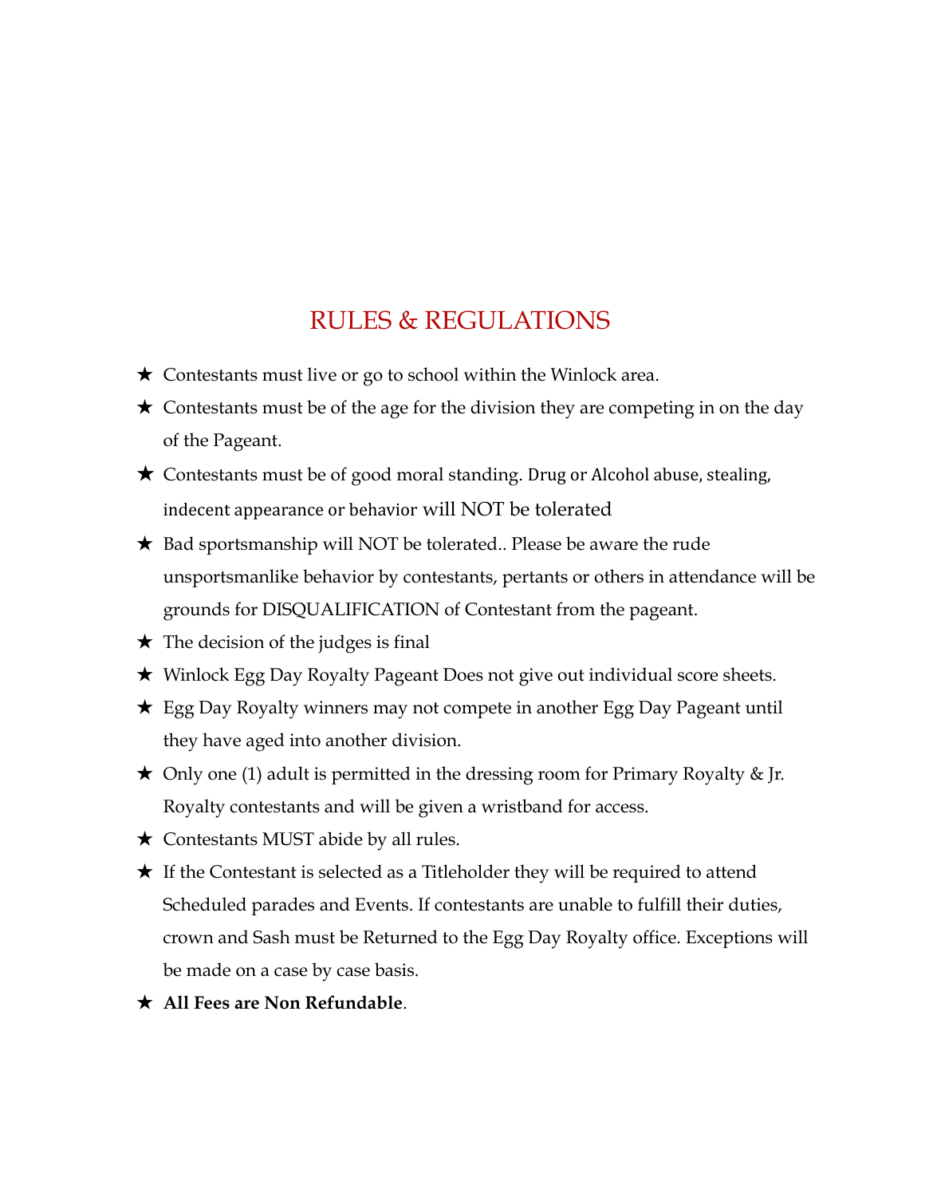# RULES & REGULATIONS

- ★ Contestants must live or go to school within the Winlock area.
- ★ Contestants must be of the age for the division they are competing in on the day of the Pageant.
- ★ Contestants must be of good moral standing. Drug or Alcohol abuse, stealing, indecent appearance or behavior will NOT be tolerated
- ★ Bad sportsmanship will NOT be tolerated.. Please be aware the rude unsportsmanlike behavior by contestants, pertants or others in attendance will be grounds for DISQUALIFICATION of Contestant from the pageant.
- ★ The decision of the judges is final
- ★ Winlock Egg Day Royalty Pageant Does not give out individual score sheets.
- ★ Egg Day Royalty winners may not compete in another Egg Day Pageant until they have aged into another division.
- ★ Only one (1) adult is permitted in the dressing room for Primary Royalty & Jr. Royalty contestants and will be given a wristband for access.
- ★ Contestants MUST abide by all rules.
- ★ If the Contestant is selected as a Titleholder they will be required to attend Scheduled parades and Events. If contestants are unable to fulfill their duties, crown and Sash must be Returned to the Egg Day Royalty office. Exceptions will be made on a case by case basis.
- ★ **All Fees are Non Refundable**.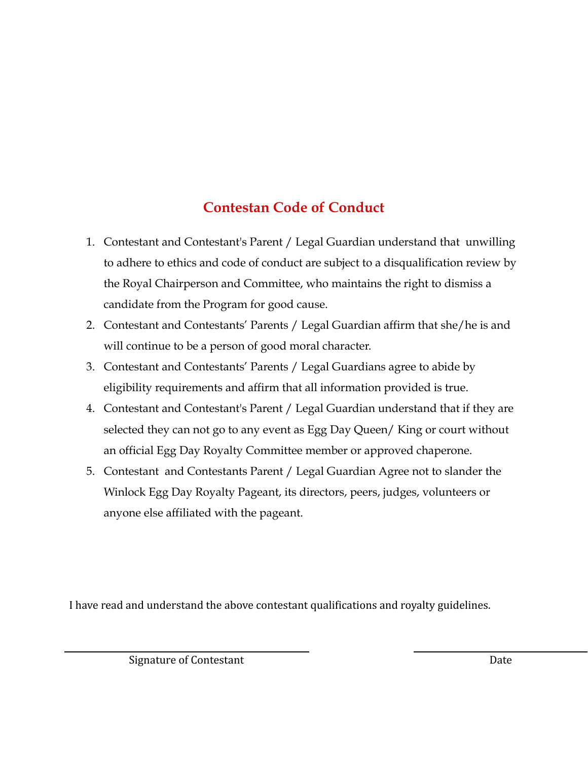## Contestan Code of Conduct

1. Contestant and Contestant's Parent / Legal Guardian understand that unwilling to adhere to ethics and code of conduct are subject to a disqualification review by the Royal Chairperson and Committee, who maintains the right to dismiss a candidate from the Program for good cause.
2. Contestant and Contestants' Parents / Legal Guardian affirm that she/he is and will continue to be a person of good moral character.
3. Contestant and Contestants' Parents / Legal Guardians agree to abide by eligibility requirements and affirm that all information provided is true.
4. Contestant and Contestant's Parent / Legal Guardian understand that if they are selected they can not go to any event as Egg Day Queen/ King or court without an official Egg Day Royalty Committee member or approved chaperone.
5. Contestant and Contestants Parent / Legal Guardian Agree not to slander the Winlock Egg Day Royalty Pageant, its directors, peers, judges, volunteers or anyone else affiliated with the pageant.

I have read and understand the above contestant qualifications and royalty guidelines.

_______________________________ Signature of Contestant

_______________________________ Date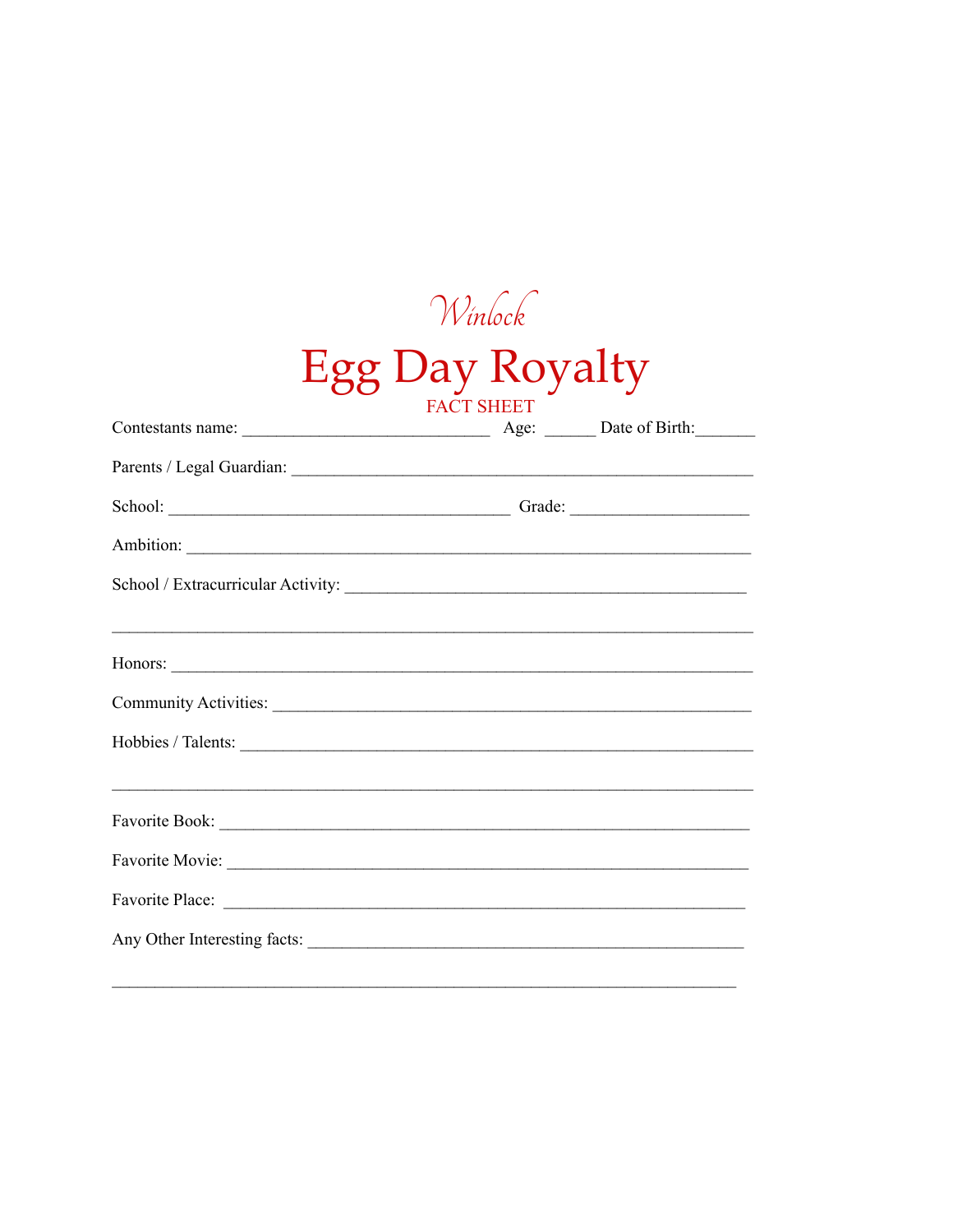*Winlock*

# Egg Day Royalty

FACT SHEET

Contestants name: ____________________________ Age: ______ Date of Birth:_______

Parents / Legal Guardian: ____________________________________________________

School: _______________________________________ Grade: ____________________

Ambition: _______________________________________________________________

School / Extracurricular Activity: ____________________________________________

_________________________________________________________________________

Honors: _________________________________________________________________

Community Activities: ______________________________________________________

Hobbies / Talents: ________________________________________________________

_________________________________________________________________________

Favorite Book: ____________________________________________________________

Favorite Movie: ___________________________________________________________

Favorite Place: ___________________________________________________________

Any Other Interesting facts: ________________________________________________

_________________________________________________________________________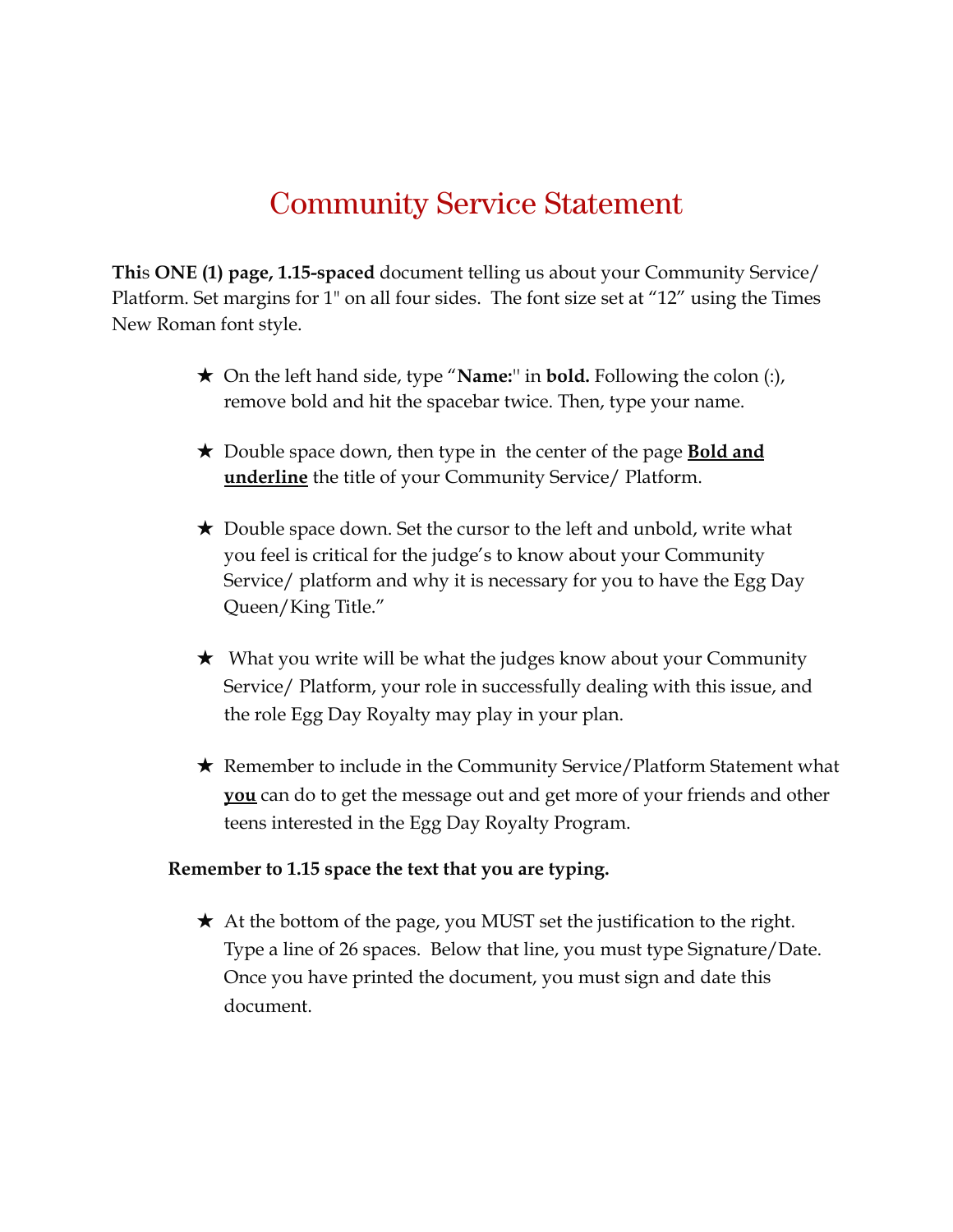# Community Service Statement

**This ONE (1) page, 1.15-spaced** document telling us about your Community Service/ Platform. Set margins for 1" on all four sides. The font size set at "12" using the Times New Roman font style.

- On the left hand side, type "**Name:**" in **bold.** Following the colon (:), remove bold and hit the spacebar twice. Then, type your name.
- Double space down, then type in the center of the page **<u>Bold and underline</u>** the title of your Community Service/ Platform.
- Double space down. Set the cursor to the left and unbold, write what you feel is critical for the judge's to know about your Community Service/ platform and why it is necessary for you to have the Egg Day Queen/King Title."
- What you write will be what the judges know about your Community Service/ Platform, your role in successfully dealing with this issue, and the role Egg Day Royalty may play in your plan.
- Remember to include in the Community Service/Platform Statement what **<u>you</u>** can do to get the message out and get more of your friends and other teens interested in the Egg Day Royalty Program.

**Remember to 1.15 space the text that you are typing.**

- At the bottom of the page, you MUST set the justification to the right. Type a line of 26 spaces. Below that line, you must type Signature/Date. Once you have printed the document, you must sign and date this document.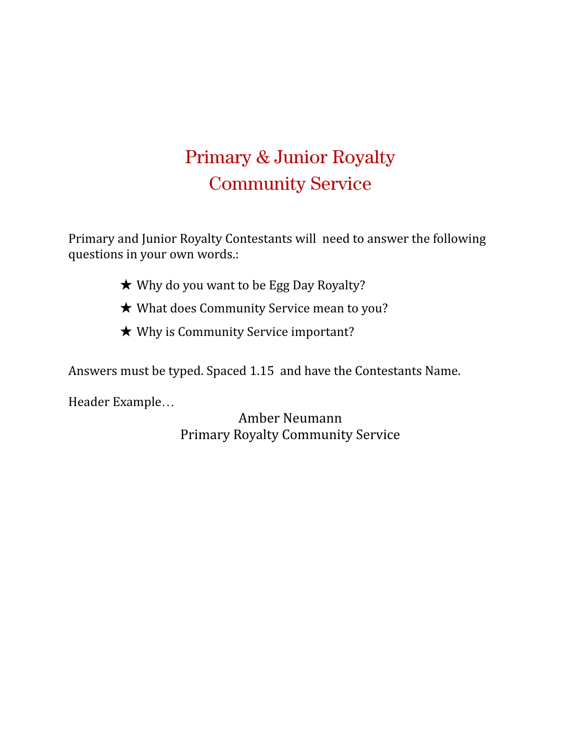# Primary & Junior Royalty
# Community Service

Primary and Junior Royalty Contestants will  need to answer the following questions in your own words.:

- ★ Why do you want to be Egg Day Royalty?
- ★ What does Community Service mean to you?
- ★ Why is Community Service important?

Answers must be typed. Spaced 1.15  and have the Contestants Name.

Header Example…

Amber Neumann
Primary Royalty Community Service